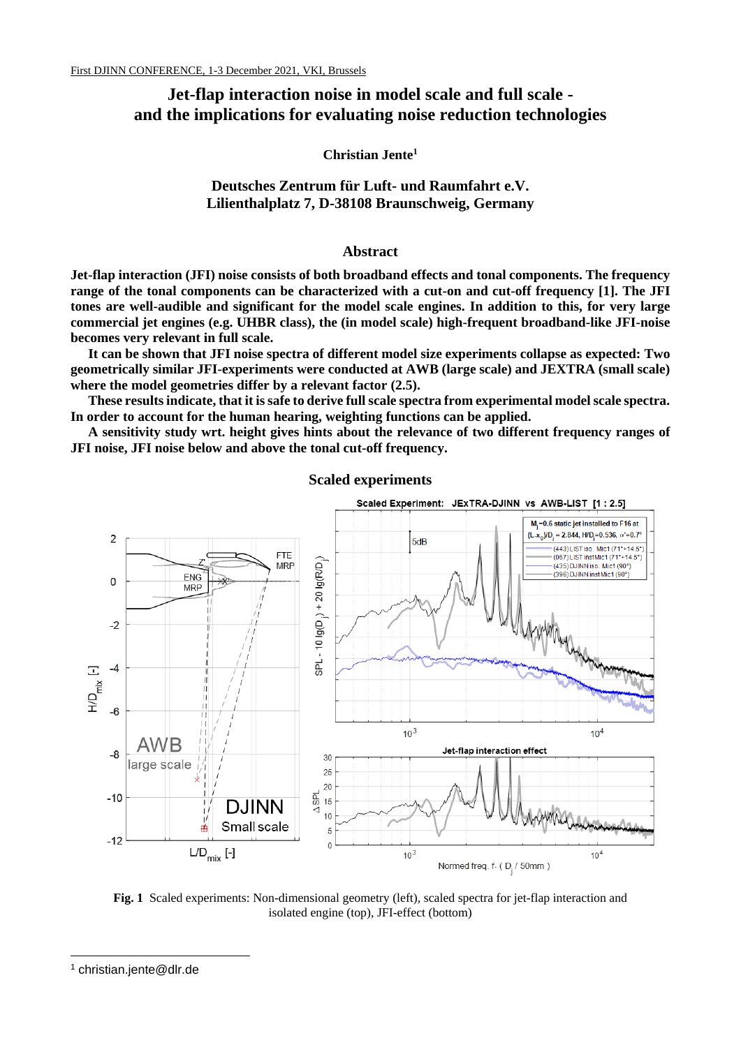# Jet-flap interaction noise in model scale and full scale - and the implications for evaluating noise reduction technologies

**Christian Jente**[1]

**Deutsches Zentrum für Luft- und Raumfahrt e.V.**
**Lilienthalplatz 7, D-38108 Braunschweig, Germany**

## Abstract

**Jet-flap interaction (JFI) noise consists of both broadband effects and tonal components. The frequency range of the tonal components can be characterized with a cut-on and cut-off frequency [1]. The JFI tones are well-audible and significant for the model scale engines. In addition to this, for very large commercial jet engines (e.g. UHBR class), the (in model scale) high-frequent broadband-like JFI-noise becomes very relevant in full scale.**

**It can be shown that JFI noise spectra of different model size experiments collapse as expected: Two geometrically similar JFI-experiments were conducted at AWB (large scale) and JEXTRA (small scale) where the model geometries differ by a relevant factor (2.5).**

**These results indicate, that it is safe to derive full scale spectra from experimental model scale spectra. In order to account for the human hearing, weighting functions can be applied.**

**A sensitivity study wrt. height gives hints about the relevance of two different frequency ranges of JFI noise, JFI noise below and above the tonal cut-off frequency.**

## Scaled experiments

**Fig. 1** Scaled experiments: Non-dimensional geometry (left), scaled spectra for jet-flap interaction and isolated engine (top), JFI-effect (bottom)

[1] christian.jente@dlr.de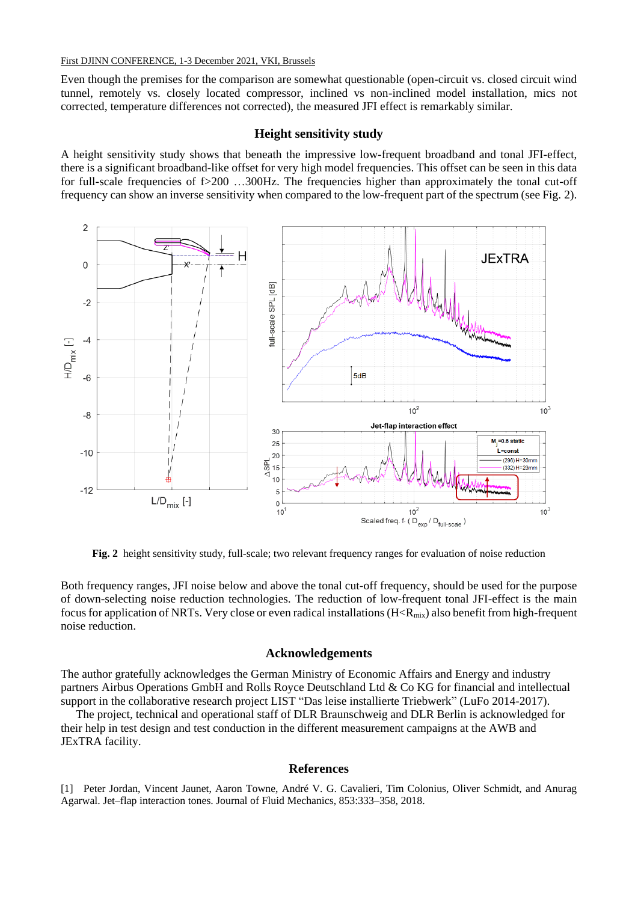Even though the premises for the comparison are somewhat questionable (open-circuit vs. closed circuit wind tunnel, remotely vs. closely located compressor, inclined vs non-inclined model installation, mics not corrected, temperature differences not corrected), the measured JFI effect is remarkably similar.

## Height sensitivity study

A height sensitivity study shows that beneath the impressive low-frequent broadband and tonal JFI-effect, there is a significant broadband-like offset for very high model frequencies. This offset can be seen in this data for full-scale frequencies of f>200 …300Hz. The frequencies higher than approximately the tonal cut-off frequency can show an inverse sensitivity when compared to the low-frequent part of the spectrum (see Fig. 2).

2
0
-2
-4
-6
-8
-10
-12
$H/D_{mix}$ [-]
$L/D_{mix}$ [-]
Z'
X'
H

JExTRA
full-scale SPL [dB]
5dB
$10^2$
$10^3$

Jet-flap interaction effect
30
25
20
15
10
5
0
ΔSPL
$10^1$
$10^2$
$10^3$
$M_j$=0.6 static
L=const
(296) H=30mm
(332) H=23mm
Scaled freq. f· ( $D_{exp}$ / $D_{full\text{-}scale}$ )

**Fig. 2** height sensitivity study, full-scale; two relevant frequency ranges for evaluation of noise reduction

Both frequency ranges, JFI noise below and above the tonal cut-off frequency, should be used for the purpose of down-selecting noise reduction technologies. The reduction of low-frequent tonal JFI-effect is the main focus for application of NRTs. Very close or even radical installations ($H<R_{mix}$) also benefit from high-frequent noise reduction.

## Acknowledgements

The author gratefully acknowledges the German Ministry of Economic Affairs and Energy and industry partners Airbus Operations GmbH and Rolls Royce Deutschland Ltd & Co KG for financial and intellectual support in the collaborative research project LIST "Das leise installierte Triebwerk" (LuFo 2014-2017).

The project, technical and operational staff of DLR Braunschweig and DLR Berlin is acknowledged for their help in test design and test conduction in the different measurement campaigns at the AWB and JExTRA facility.

## References

[1] Peter Jordan, Vincent Jaunet, Aaron Towne, André V. G. Cavalieri, Tim Colonius, Oliver Schmidt, and Anurag Agarwal. Jet–flap interaction tones. Journal of Fluid Mechanics, 853:333–358, 2018.